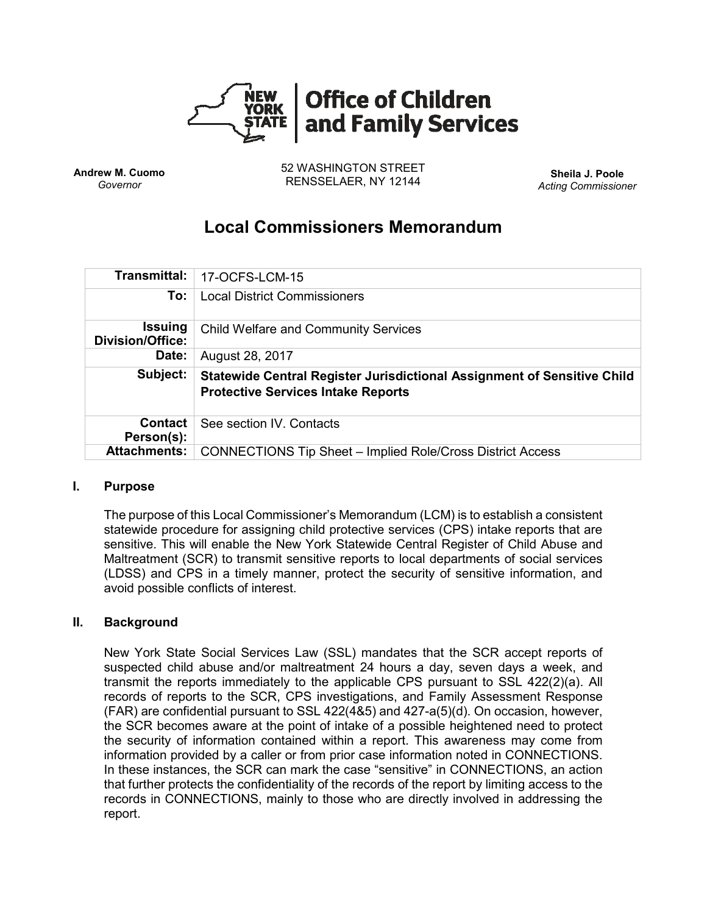**Office of Children and Family Services**

**Andrew M. Cuomo**
*Governor*

52 WASHINGTON STREET
RENSSELAER, NY 12144

**Sheila J. Poole**
*Acting Commissioner*

# Local Commissioners Memorandum

| | |
|---|---|
| **Transmittal:** | 17-OCFS-LCM-15 |
| **To:** | Local District Commissioners |
| **Issuing Division/Office:** | Child Welfare and Community Services |
| **Date:** | August 28, 2017 |
| **Subject:** | **Statewide Central Register Jurisdictional Assignment of Sensitive Child Protective Services Intake Reports** |
| **Contact Person(s):** | See section IV. Contacts |
| **Attachments:** | CONNECTIONS Tip Sheet – Implied Role/Cross District Access |

## I. Purpose

The purpose of this Local Commissioner's Memorandum (LCM) is to establish a consistent statewide procedure for assigning child protective services (CPS) intake reports that are sensitive. This will enable the New York Statewide Central Register of Child Abuse and Maltreatment (SCR) to transmit sensitive reports to local departments of social services (LDSS) and CPS in a timely manner, protect the security of sensitive information, and avoid possible conflicts of interest.

## II. Background

New York State Social Services Law (SSL) mandates that the SCR accept reports of suspected child abuse and/or maltreatment 24 hours a day, seven days a week, and transmit the reports immediately to the applicable CPS pursuant to SSL 422(2)(a). All records of reports to the SCR, CPS investigations, and Family Assessment Response (FAR) are confidential pursuant to SSL 422(4&5) and 427-a(5)(d). On occasion, however, the SCR becomes aware at the point of intake of a possible heightened need to protect the security of information contained within a report. This awareness may come from information provided by a caller or from prior case information noted in CONNECTIONS. In these instances, the SCR can mark the case "sensitive" in CONNECTIONS, an action that further protects the confidentiality of the records of the report by limiting access to the records in CONNECTIONS, mainly to those who are directly involved in addressing the report.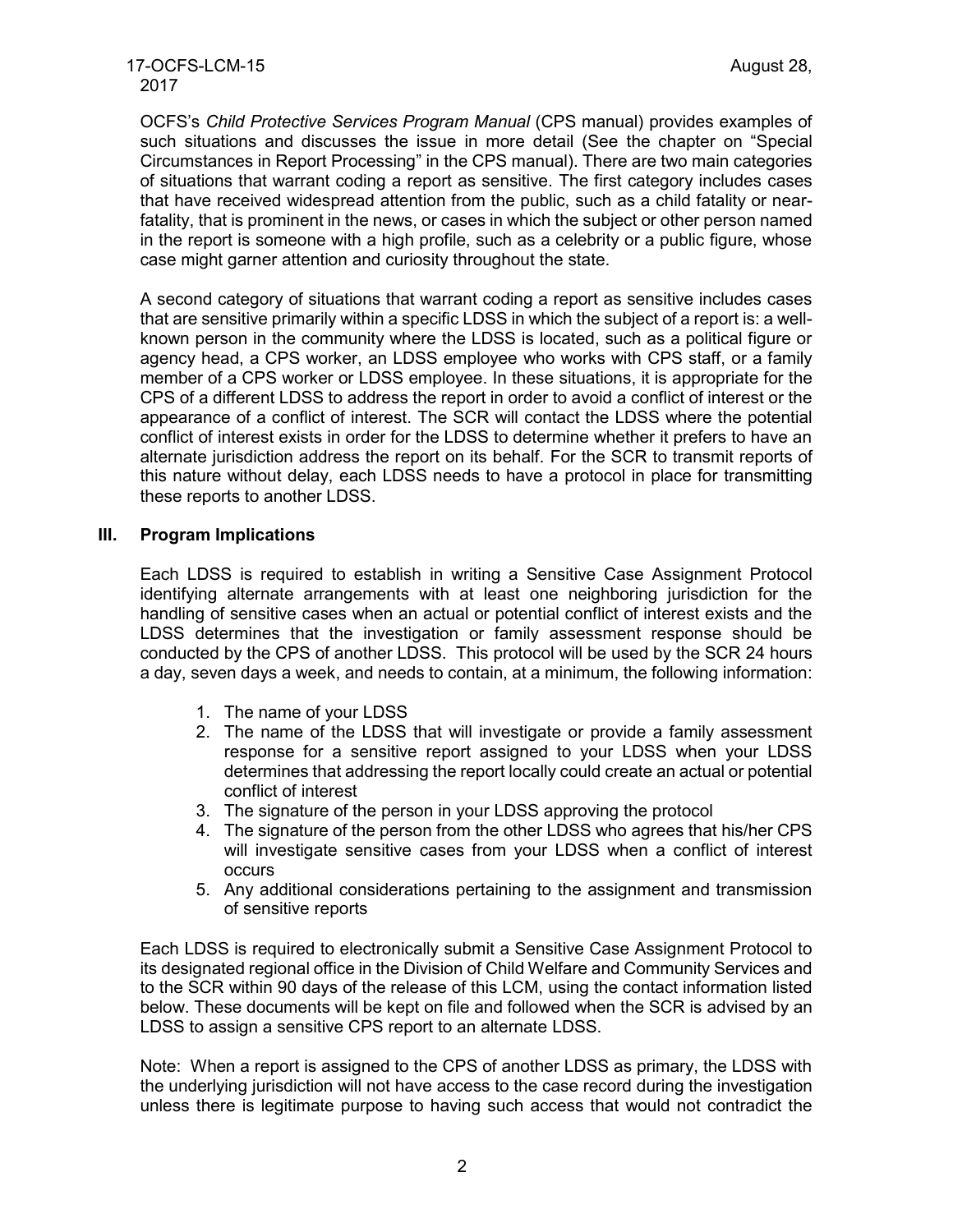OCFS's *Child Protective Services Program Manual* (CPS manual) provides examples of such situations and discusses the issue in more detail (See the chapter on "Special Circumstances in Report Processing" in the CPS manual). There are two main categories of situations that warrant coding a report as sensitive. The first category includes cases that have received widespread attention from the public, such as a child fatality or near-fatality, that is prominent in the news, or cases in which the subject or other person named in the report is someone with a high profile, such as a celebrity or a public figure, whose case might garner attention and curiosity throughout the state.

A second category of situations that warrant coding a report as sensitive includes cases that are sensitive primarily within a specific LDSS in which the subject of a report is: a well-known person in the community where the LDSS is located, such as a political figure or agency head, a CPS worker, an LDSS employee who works with CPS staff, or a family member of a CPS worker or LDSS employee. In these situations, it is appropriate for the CPS of a different LDSS to address the report in order to avoid a conflict of interest or the appearance of a conflict of interest. The SCR will contact the LDSS where the potential conflict of interest exists in order for the LDSS to determine whether it prefers to have an alternate jurisdiction address the report on its behalf. For the SCR to transmit reports of this nature without delay, each LDSS needs to have a protocol in place for transmitting these reports to another LDSS.

## III. Program Implications

Each LDSS is required to establish in writing a Sensitive Case Assignment Protocol identifying alternate arrangements with at least one neighboring jurisdiction for the handling of sensitive cases when an actual or potential conflict of interest exists and the LDSS determines that the investigation or family assessment response should be conducted by the CPS of another LDSS. This protocol will be used by the SCR 24 hours a day, seven days a week, and needs to contain, at a minimum, the following information:

1. The name of your LDSS
2. The name of the LDSS that will investigate or provide a family assessment response for a sensitive report assigned to your LDSS when your LDSS determines that addressing the report locally could create an actual or potential conflict of interest
3. The signature of the person in your LDSS approving the protocol
4. The signature of the person from the other LDSS who agrees that his/her CPS will investigate sensitive cases from your LDSS when a conflict of interest occurs
5. Any additional considerations pertaining to the assignment and transmission of sensitive reports

Each LDSS is required to electronically submit a Sensitive Case Assignment Protocol to its designated regional office in the Division of Child Welfare and Community Services and to the SCR within 90 days of the release of this LCM, using the contact information listed below. These documents will be kept on file and followed when the SCR is advised by an LDSS to assign a sensitive CPS report to an alternate LDSS.

Note: When a report is assigned to the CPS of another LDSS as primary, the LDSS with the underlying jurisdiction will not have access to the case record during the investigation unless there is legitimate purpose to having such access that would not contradict the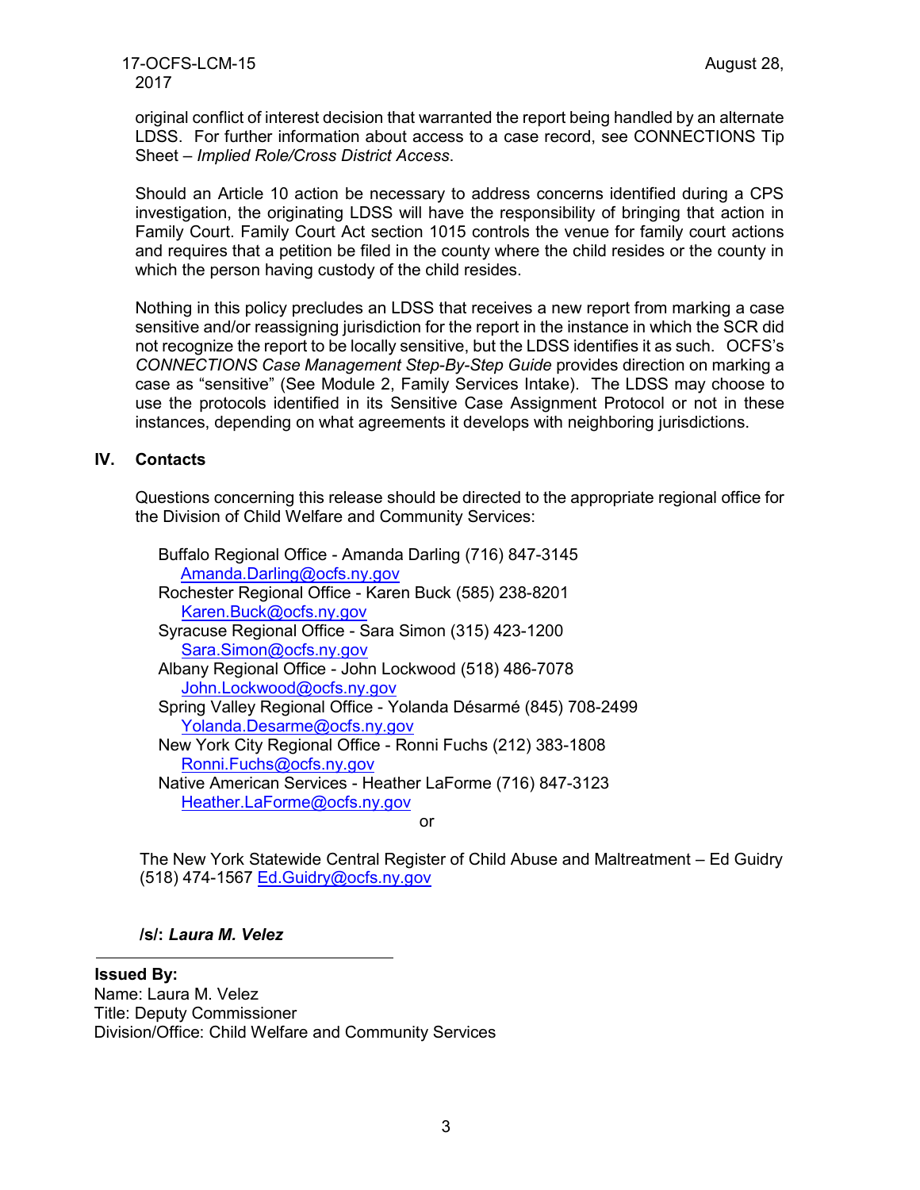original conflict of interest decision that warranted the report being handled by an alternate LDSS. For further information about access to a case record, see CONNECTIONS Tip Sheet – *Implied Role/Cross District Access*.

Should an Article 10 action be necessary to address concerns identified during a CPS investigation, the originating LDSS will have the responsibility of bringing that action in Family Court. Family Court Act section 1015 controls the venue for family court actions and requires that a petition be filed in the county where the child resides or the county in which the person having custody of the child resides.

Nothing in this policy precludes an LDSS that receives a new report from marking a case sensitive and/or reassigning jurisdiction for the report in the instance in which the SCR did not recognize the report to be locally sensitive, but the LDSS identifies it as such. OCFS's *CONNECTIONS Case Management Step-By-Step Guide* provides direction on marking a case as "sensitive" (See Module 2, Family Services Intake). The LDSS may choose to use the protocols identified in its Sensitive Case Assignment Protocol or not in these instances, depending on what agreements it develops with neighboring jurisdictions.

## IV. Contacts

Questions concerning this release should be directed to the appropriate regional office for the Division of Child Welfare and Community Services:

Buffalo Regional Office - Amanda Darling (716) 847-3145
Amanda.Darling@ocfs.ny.gov
Rochester Regional Office - Karen Buck (585) 238-8201
Karen.Buck@ocfs.ny.gov
Syracuse Regional Office - Sara Simon (315) 423-1200
Sara.Simon@ocfs.ny.gov
Albany Regional Office - John Lockwood (518) 486-7078
John.Lockwood@ocfs.ny.gov
Spring Valley Regional Office - Yolanda Désarmé (845) 708-2499
Yolanda.Desarme@ocfs.ny.gov
New York City Regional Office - Ronni Fuchs (212) 383-1808
Ronni.Fuchs@ocfs.ny.gov
Native American Services - Heather LaForme (716) 847-3123
Heather.LaForme@ocfs.ny.gov

or

The New York Statewide Central Register of Child Abuse and Maltreatment – Ed Guidry (518) 474-1567 Ed.Guidry@ocfs.ny.gov

**/s/: *Laura M. Velez***

---

**Issued By:**
Name: Laura M. Velez
Title: Deputy Commissioner
Division/Office: Child Welfare and Community Services